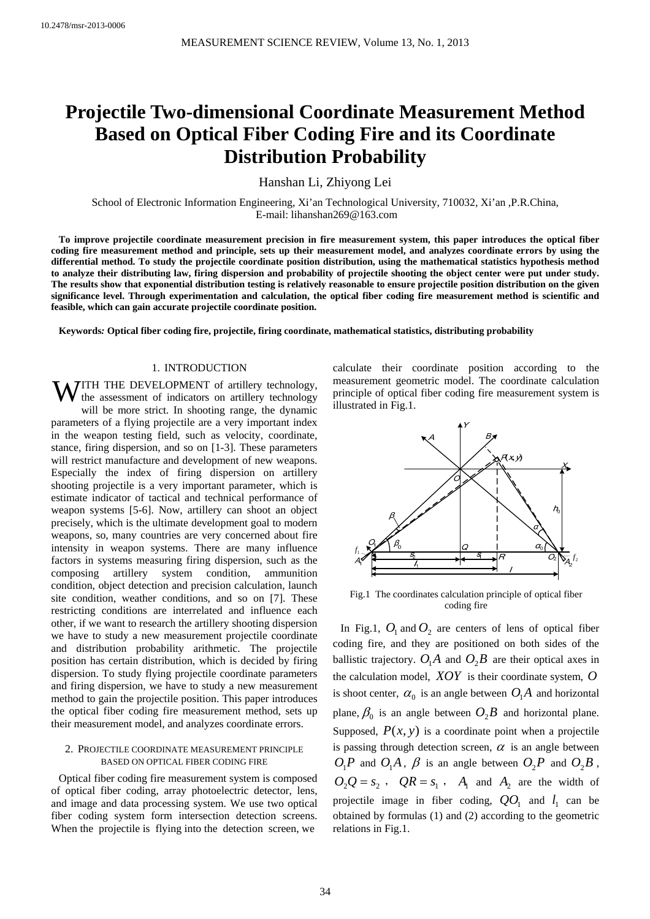10.2478/msr-2013-0006

# Projectile Two-dimensional Coordinate Measurement Method Based on Optical Fiber Coding Fire and its Coordinate Distribution Probability

Hanshan Li, Zhiyong Lei

School of Electronic Information Engineering, Xi'an Technological University, 710032, Xi'an ,P.R.China, E-mail: lihanshan269@163.com

**To improve projectile coordinate measurement precision in fire measurement system, this paper introduces the optical fiber coding fire measurement method and principle, sets up their measurement model, and analyzes coordinate errors by using the differential method. To study the projectile coordinate position distribution, using the mathematical statistics hypothesis method to analyze their distributing law, firing dispersion and probability of projectile shooting the object center were put under study. The results show that exponential distribution testing is relatively reasonable to ensure projectile position distribution on the given significance level. Through experimentation and calculation, the optical fiber coding fire measurement method is scientific and feasible, which can gain accurate projectile coordinate position.**

**Keywords*:* Optical fiber coding fire, projectile, firing coordinate, mathematical statistics, distributing probability**

## 1. INTRODUCTION

WITH THE DEVELOPMENT of artillery technology, the assessment of indicators on artillery technology will be more strict. In shooting range, the dynamic parameters of a flying projectile are a very important index in the weapon testing field, such as velocity, coordinate, stance, firing dispersion, and so on [1-3]. These parameters will restrict manufacture and development of new weapons. Especially the index of firing dispersion on artillery shooting projectile is a very important parameter, which is estimate indicator of tactical and technical performance of weapon systems [5-6]. Now, artillery can shoot an object precisely, which is the ultimate development goal to modern weapons, so, many countries are very concerned about fire intensity in weapon systems. There are many influence factors in systems measuring firing dispersion, such as the composing artillery system condition, ammunition condition, object detection and precision calculation, launch site condition, weather conditions, and so on [7]. These restricting conditions are interrelated and influence each other, if we want to research the artillery shooting dispersion we have to study a new measurement projectile coordinate and distribution probability arithmetic. The projectile position has certain distribution, which is decided by firing dispersion. To study flying projectile coordinate parameters and firing dispersion, we have to study a new measurement method to gain the projectile position. This paper introduces the optical fiber coding fire measurement method, sets up their measurement model, and analyzes coordinate errors.

## 2. PROJECTILE COORDINATE MEASUREMENT PRINCIPLE BASED ON OPTICAL FIBER CODING FIRE

Optical fiber coding fire measurement system is composed of optical fiber coding, array photoelectric detector, lens, and image and data processing system. We use two optical fiber coding system form intersection detection screens. When the projectile is flying into the detection screen, we calculate their coordinate position according to the measurement geometric model. The coordinate calculation principle of optical fiber coding fire measurement system is illustrated in Fig.1.

Fig.1 The coordinates calculation principle of optical fiber coding fire

In Fig.1, $O_1$ and $O_2$ are centers of lens of optical fiber coding fire, and they are positioned on both sides of the ballistic trajectory. $O_1A$ and $O_2B$ are their optical axes in the calculation model, $XOY$ is their coordinate system, $O$ is shoot center, $\alpha_0$ is an angle between $O_1A$ and horizontal plane, $\beta_0$ is an angle between $O_2B$ and horizontal plane. Supposed, $P(x, y)$ is a coordinate point when a projectile is passing through detection screen, $\alpha$ is an angle between $O_1P$ and $O_1A$, $\beta$ is an angle between $O_2P$ and $O_2B$, $O_2Q = s_2$, $QR = s_1$, $A_1$ and $A_2$ are the width of projectile image in fiber coding, $QO_1$ and $l_1$ can be obtained by formulas (1) and (2) according to the geometric relations in Fig.1.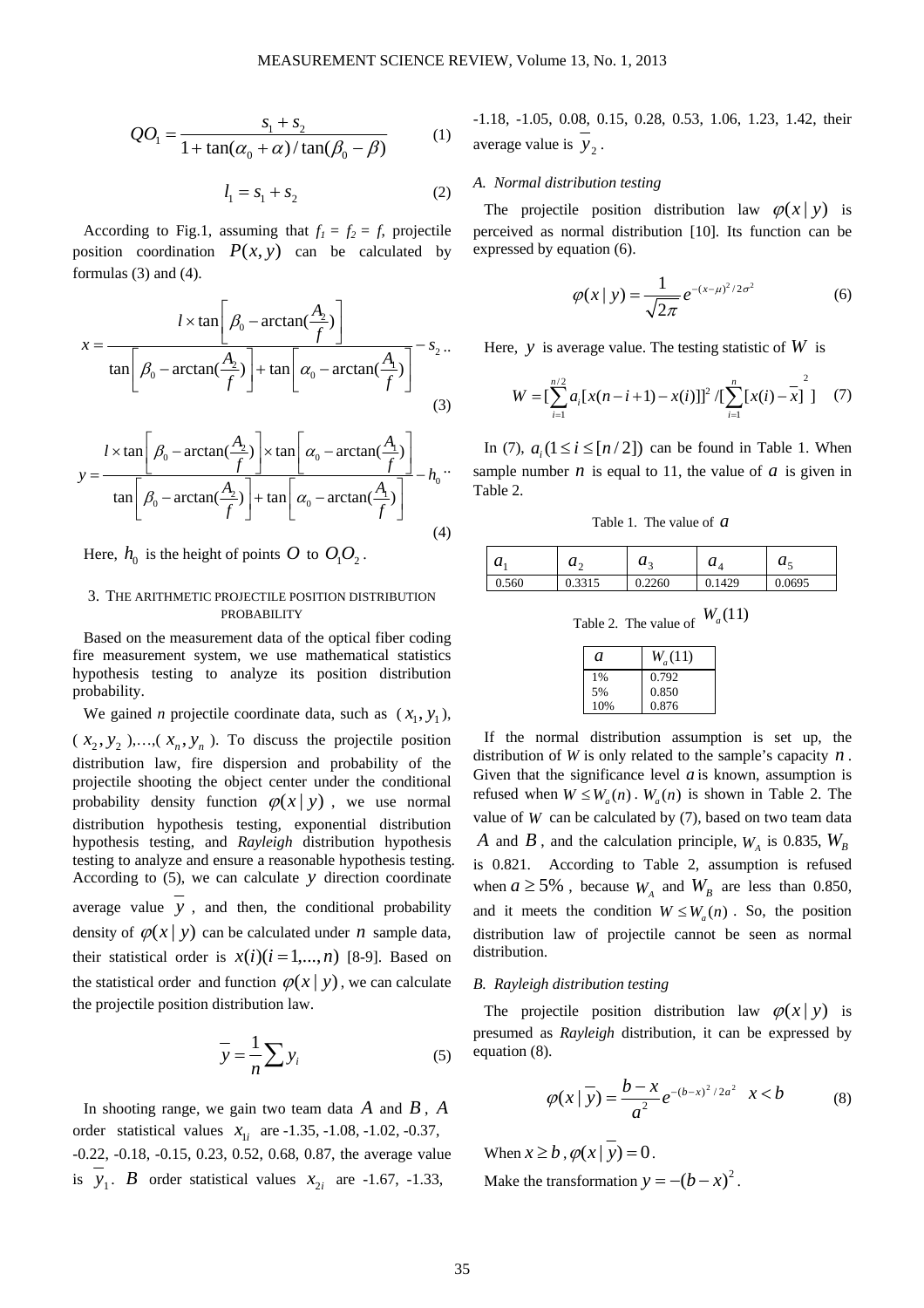$$QO_1 = \frac{s_1 + s_2}{1 + \tan(\alpha_0 + \alpha)/\tan(\beta_0 - \beta)} \tag{1}$$

$$l_1 = s_1 + s_2 \tag{2}$$

According to Fig.1, assuming that $f_1 = f_2 = f$, projectile position coordination $P(x, y)$ can be calculated by formulas (3) and (4).

$$x = \frac{l \times \tan\left[\beta_0 - \arctan(\frac{A_2}{f})\right]}{\tan\left[\beta_0 - \arctan(\frac{A_2}{f})\right] + \tan\left[\alpha_0 - \arctan(\frac{A_1}{f})\right]} - s_2 \tag{3}$$

$$y = \frac{l \times \tan\left[\beta_0 - \arctan(\frac{A_2}{f})\right] \times \tan\left[\alpha_0 - \arctan(\frac{A_1}{f})\right]}{\tan\left[\beta_0 - \arctan(\frac{A_2}{f})\right] + \tan\left[\alpha_0 - \arctan(\frac{A_1}{f})\right]} - h_0 \tag{4}$$

Here, $h_0$ is the height of points $O$ to $O_1O_2$.

## 3. The arithmetic projectile position distribution probability

Based on the measurement data of the optical fiber coding fire measurement system, we use mathematical statistics hypothesis testing to analyze its position distribution probability.

We gained *n* projectile coordinate data, such as $(x_1, y_1)$, $(x_2, y_2)$,…,$(x_n, y_n)$. To discuss the projectile position distribution law, fire dispersion and probability of the projectile shooting the object center under the conditional probability density function $\varphi(x \mid y)$, we use normal distribution hypothesis testing, exponential distribution hypothesis testing, and *Rayleigh* distribution hypothesis testing to analyze and ensure a reasonable hypothesis testing. According to (5), we can calculate $y$ direction coordinate average value $\overline{y}$, and then, the conditional probability density of $\varphi(x \mid y)$ can be calculated under $n$ sample data, their statistical order is $x(i)(i = 1,...,n)$ [8-9]. Based on the statistical order and function $\varphi(x \mid y)$, we can calculate the projectile position distribution law.

$$\overline{y} = \frac{1}{n}\sum y_i \tag{5}$$

In shooting range, we gain two team data $A$ and $B$, $A$ order statistical values $x_{1i}$ are -1.35, -1.08, -1.02, -0.37, -0.22, -0.18, -0.15, 0.23, 0.52, 0.68, 0.87, the average value is $\overline{y}_1$. $B$ order statistical values $x_{2i}$ are -1.67, -1.33, -1.18, -1.05, 0.08, 0.15, 0.28, 0.53, 1.06, 1.23, 1.42, their average value is $\overline{y}_2$.

### A. Normal distribution testing

The projectile position distribution law $\varphi(x \mid y)$ is perceived as normal distribution [10]. Its function can be expressed by equation (6).

$$\varphi(x \mid y) = \frac{1}{\sqrt{2\pi}} e^{-(x-\mu)^2/2\sigma^2} \tag{6}$$

Here, $y$ is average value. The testing statistic of $W$ is

$$W = [\sum_{i=1}^{n/2} a_i[x(n-i+1) - x(i)]]^2 / [\sum_{i=1}^{n}[x(i) - \overline{x}]^2] \tag{7}$$

In (7), $a_i (1 \le i \le [n/2])$ can be found in Table 1. When sample number $n$ is equal to 11, the value of $a$ is given in Table 2.

Table 1. The value of $a$

| $a_1$ | $a_2$ | $a_3$ | $a_4$ | $a_5$ |
|---|---|---|---|---|
| 0.560 | 0.3315 | 0.2260 | 0.1429 | 0.0695 |

Table 2. The value of $W_a(11)$

| $a$ | $W_a(11)$ |
|---|---|
| 1% | 0.792 |
| 5% | 0.850 |
| 10% | 0.876 |

If the normal distribution assumption is set up, the distribution of *W* is only related to the sample's capacity $n$. Given that the significance level $a$ is known, assumption is refused when $W \le W_a(n)$. $W_a(n)$ is shown in Table 2. The value of $W$ can be calculated by (7), based on two team data $A$ and $B$, and the calculation principle, $W_A$ is 0.835, $W_B$ is 0.821. According to Table 2, assumption is refused when $a \ge 5\%$, because $W_A$ and $W_B$ are less than 0.850, and it meets the condition $W \le W_a(n)$. So, the position distribution law of projectile cannot be seen as normal distribution.

### B. Rayleigh distribution testing

The projectile position distribution law $\varphi(x \mid y)$ is presumed as *Rayleigh* distribution, it can be expressed by equation (8).

$$\varphi(x \mid \overline{y}) = \frac{b - x}{a^2} e^{-(b-x)^2/2a^2} \quad x < b \tag{8}$$

When $x \ge b$, $\varphi(x \mid \overline{y}) = 0$.

Make the transformation $y = -(b - x)^2$.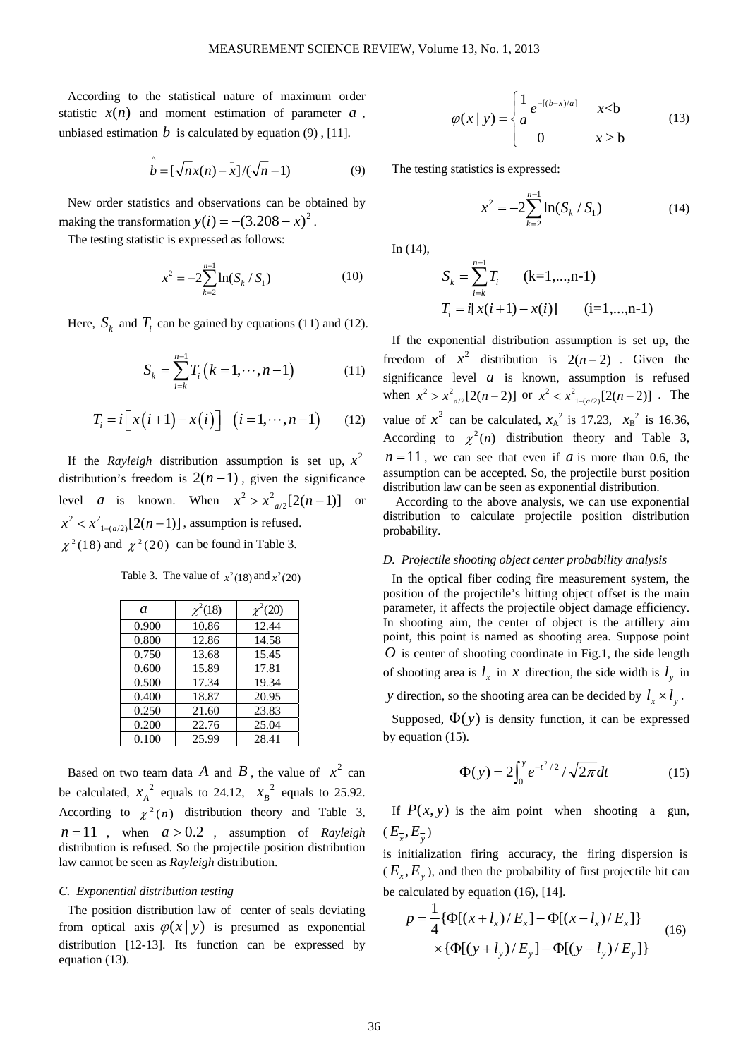According to the statistical nature of maximum order statistic $x(n)$ and moment estimation of parameter $a$, unbiased estimation $b$ is calculated by equation (9) , [11].

$$\hat{b} = [\sqrt{n}x(n) - \bar{x}]/(\sqrt{n} - 1) \tag{9}$$

New order statistics and observations can be obtained by making the transformation $y(i) = -(3.208 - x)^2$.

The testing statistic is expressed as follows:

$$x^2 = -2\sum_{k=2}^{n-1} \ln(S_k / S_1) \tag{10}$$

Here, $S_k$ and $T_i$ can be gained by equations (11) and (12).

$$S_k = \sum_{i=k}^{n-1} T_i \left(k = 1, \cdots, n-1\right) \tag{11}$$

$$T_i = i\left[x(i+1) - x(i)\right] \quad \left(i = 1, \cdots, n-1\right) \tag{12}$$

If the *Rayleigh* distribution assumption is set up, $x^2$ distribution's freedom is $2(n-1)$, given the significance level $a$ is known. When $x^2 > x^2{}_{a/2}[2(n-1)]$ or $x^2 < x^2{}_{1-(a/2)}[2(n-1)]$, assumption is refused. $\chi^2(18)$ and $\chi^2(20)$ can be found in Table 3.

Table 3. The value of $x^2(18)$ and $x^2(20)$

| $a$ | $\chi^2(18)$ | $\chi^2(20)$ |
|---|---|---|
| 0.900 | 10.86 | 12.44 |
| 0.800 | 12.86 | 14.58 |
| 0.750 | 13.68 | 15.45 |
| 0.600 | 15.89 | 17.81 |
| 0.500 | 17.34 | 19.34 |
| 0.400 | 18.87 | 20.95 |
| 0.250 | 21.60 | 23.83 |
| 0.200 | 22.76 | 25.04 |
| 0.100 | 25.99 | 28.41 |

Based on two team data $A$ and $B$, the value of $x^2$ can be calculated, $x_A{}^2$ equals to 24.12, $x_B{}^2$ equals to 25.92. According to $\chi^2(n)$ distribution theory and Table 3, $n = 11$, when $a > 0.2$, assumption of *Rayleigh* distribution is refused. So the projectile position distribution law cannot be seen as *Rayleigh* distribution.

### C. Exponential distribution testing

The position distribution law of center of seals deviating from optical axis $\varphi(x \mid y)$ is presumed as exponential distribution [12-13]. Its function can be expressed by equation (13).

$$\varphi(x \mid y) = \begin{cases} \dfrac{1}{a} e^{-[(b-x)/a]} & x < \text{b} \\ 0 & x \geq \text{b} \end{cases} \tag{13}$$

The testing statistics is expressed:

$$x^2 = -2\sum_{k=2}^{n-1} \ln(S_k / S_1) \tag{14}$$

In (14),

$$S_k = \sum_{i=k}^{n-1} T_i \qquad (\text{k}=1,\ldots,\text{n-1})$$

$$T_\text{i} = i[x(i+1) - x(i)] \qquad (\text{i}=1,\ldots,\text{n-1})$$

If the exponential distribution assumption is set up, the freedom of $x^2$ distribution is $2(n-2)$. Given the significance level $a$ is known, assumption is refused when $x^2 > x^2{}_{a/2}[2(n-2)]$ or $x^2 < x^2{}_{1-(a/2)}[2(n-2)]$. The value of $x^2$ can be calculated, $x_\text{A}{}^2$ is 17.23, $x_\text{B}{}^2$ is 16.36, According to $\chi^2(n)$ distribution theory and Table 3, $n = 11$, we can see that even if $a$ is more than 0.6, the assumption can be accepted. So, the projectile burst position distribution law can be seen as exponential distribution.

According to the above analysis, we can use exponential distribution to calculate projectile position distribution probability.

### D. Projectile shooting object center probability analysis

In the optical fiber coding fire measurement system, the position of the projectile's hitting object offset is the main parameter, it affects the projectile object damage efficiency. In shooting aim, the center of object is the artillery aim point, this point is named as shooting area. Suppose point $O$ is center of shooting coordinate in Fig.1, the side length of shooting area is $l_x$ in $x$ direction, the side width is $l_y$ in $y$ direction, so the shooting area can be decided by $l_x \times l_y$.

Supposed, $\Phi(y)$ is density function, it can be expressed by equation (15).

$$\Phi(y) = 2\int_0^y e^{-t^2/2} / \sqrt{2\pi} dt \tag{15}$$

If $P(x, y)$ is the aim point when shooting a gun, $(E_{\bar{x}}, E_{\bar{y}})$ is initialization firing accuracy, the firing dispersion is $(E_x, E_y)$, and then the probability of first projectile hit can be calculated by equation (16), [14].

$$p = \frac{1}{4}\{\Phi[(x+l_x)/E_x] - \Phi[(x-l_x)/E_x]\} \times \{\Phi[(y+l_y)/E_y] - \Phi[(y-l_y)/E_y]\} \tag{16}$$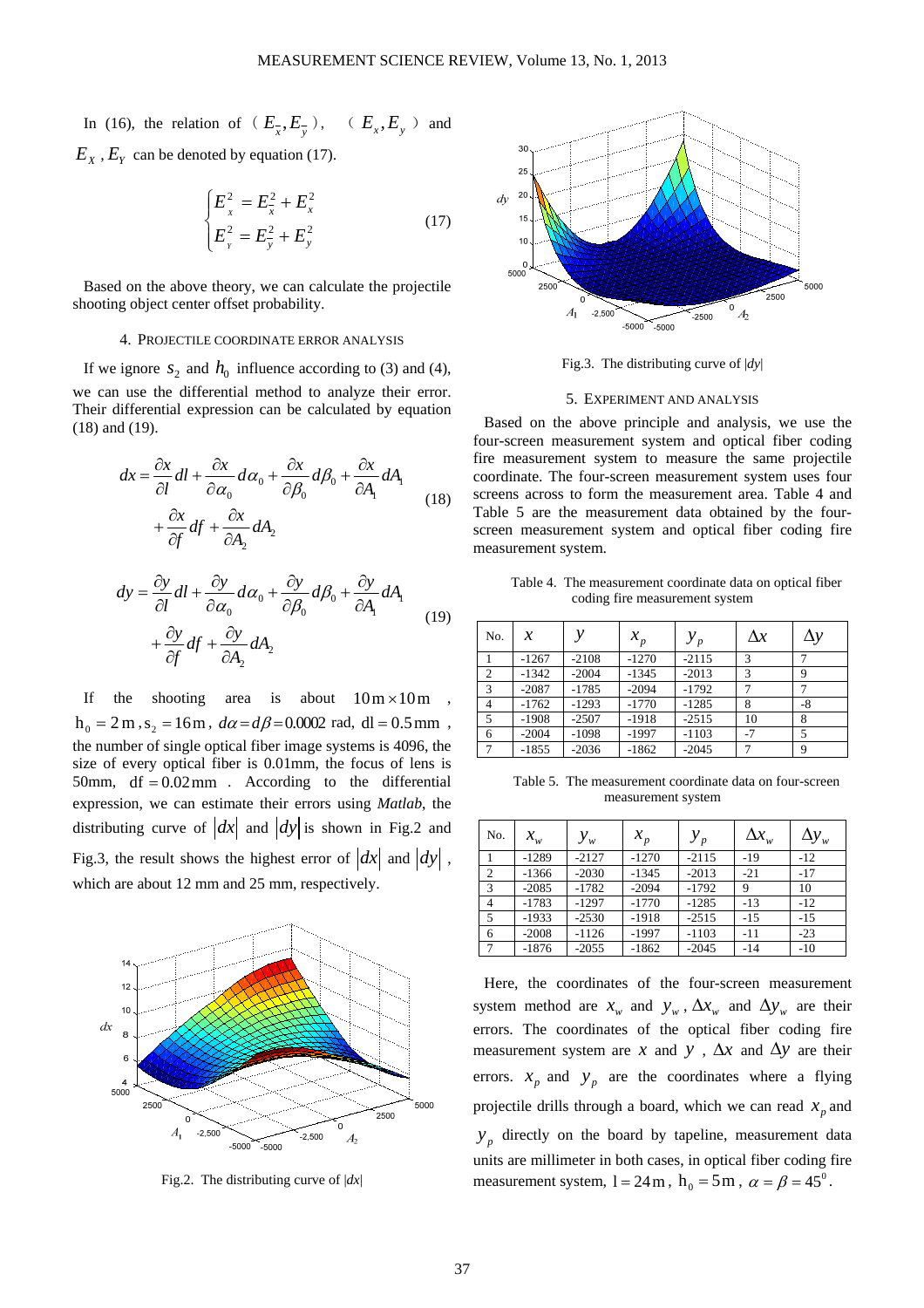In (16), the relation of $(E_{\bar{x}}, E_{\bar{y}})$, $(E_x, E_y)$ and $E_X$, $E_Y$ can be denoted by equation (17).

$$\begin{cases} E_X^2 = E_{\bar{x}}^2 + E_x^2 \\ E_Y^2 = E_{\bar{y}}^2 + E_y^2 \end{cases} \tag{17}$$

Based on the above theory, we can calculate the projectile shooting object center offset probability.

## 4. Projectile coordinate error analysis

If we ignore $s_2$ and $h_0$ influence according to (3) and (4), we can use the differential method to analyze their error. Their differential expression can be calculated by equation (18) and (19).

$$dx = \frac{\partial x}{\partial l}dl + \frac{\partial x}{\partial \alpha_0}d\alpha_0 + \frac{\partial x}{\partial \beta_0}d\beta_0 + \frac{\partial x}{\partial A_1}dA_1 + \frac{\partial x}{\partial f}df + \frac{\partial x}{\partial A_2}dA_2 \tag{18}$$

$$dy = \frac{\partial y}{\partial l}dl + \frac{\partial y}{\partial \alpha_0}d\alpha_0 + \frac{\partial y}{\partial \beta_0}d\beta_0 + \frac{\partial y}{\partial A_1}dA_1 + \frac{\partial y}{\partial f}df + \frac{\partial y}{\partial A_2}dA_2 \tag{19}$$

If the shooting area is about $10\,\text{m} \times 10\,\text{m}$, $\text{h}_0 = 2\,\text{m}$, $\text{s}_2 = 16\,\text{m}$, $d\alpha = d\beta = 0.0002$ rad, $\text{dl} = 0.5\,\text{mm}$, the number of single optical fiber image systems is 4096, the size of every optical fiber is 0.01mm, the focus of lens is 50mm, $\text{df} = 0.02\,\text{mm}$. According to the differential expression, we can estimate their errors using *Matlab*, the distributing curve of $|dx|$ and $|dy|$ is shown in Fig.2 and Fig.3, the result shows the highest error of $|dx|$ and $|dy|$, which are about 12 mm and 25 mm, respectively.

Fig.2. The distributing curve of $|dx|$

Fig.3. The distributing curve of $|dy|$

## 5. Experiment and analysis

Based on the above principle and analysis, we use the four-screen measurement system and optical fiber coding fire measurement system to measure the same projectile coordinate. The four-screen measurement system uses four screens across to form the measurement area. Table 4 and Table 5 are the measurement data obtained by the four-screen measurement system and optical fiber coding fire measurement system.

Table 4. The measurement coordinate data on optical fiber coding fire measurement system

| No. | $x$ | $y$ | $x_p$ | $y_p$ | $\Delta x$ | $\Delta y$ |
|---|---|---|---|---|---|---|
| 1 | -1267 | -2108 | -1270 | -2115 | 3 | 7 |
| 2 | -1342 | -2004 | -1345 | -2013 | 3 | 9 |
| 3 | -2087 | -1785 | -2094 | -1792 | 7 | 7 |
| 4 | -1762 | -1293 | -1770 | -1285 | 8 | -8 |
| 5 | -1908 | -2507 | -1918 | -2515 | 10 | 8 |
| 6 | -2004 | -1098 | -1997 | -1103 | -7 | 5 |
| 7 | -1855 | -2036 | -1862 | -2045 | 7 | 9 |

Table 5. The measurement coordinate data on four-screen measurement system

| No. | $x_w$ | $y_w$ | $x_p$ | $y_p$ | $\Delta x_w$ | $\Delta y_w$ |
|---|---|---|---|---|---|---|
| 1 | -1289 | -2127 | -1270 | -2115 | -19 | -12 |
| 2 | -1366 | -2030 | -1345 | -2013 | -21 | -17 |
| 3 | -2085 | -1782 | -2094 | -1792 | 9 | 10 |
| 4 | -1783 | -1297 | -1770 | -1285 | -13 | -12 |
| 5 | -1933 | -2530 | -1918 | -2515 | -15 | -15 |
| 6 | -2008 | -1126 | -1997 | -1103 | -11 | -23 |
| 7 | -1876 | -2055 | -1862 | -2045 | -14 | -10 |

Here, the coordinates of the four-screen measurement system method are $x_w$ and $y_w$, $\Delta x_w$ and $\Delta y_w$ are their errors. The coordinates of the optical fiber coding fire measurement system are $x$ and $y$, $\Delta x$ and $\Delta y$ are their errors. $x_p$ and $y_p$ are the coordinates where a flying projectile drills through a board, which we can read $x_p$ and $y_p$ directly on the board by tapeline, measurement data units are millimeter in both cases, in optical fiber coding fire measurement system, $\text{l} = 24\,\text{m}$, $\text{h}_0 = 5\,\text{m}$, $\alpha = \beta = 45^0$.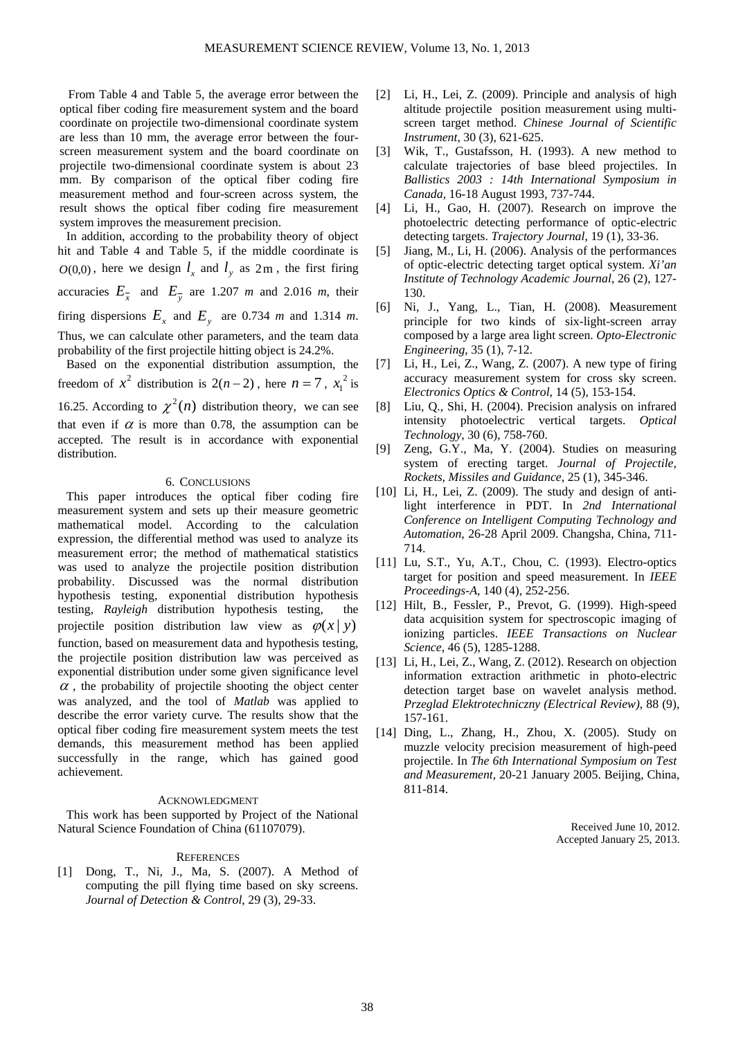From Table 4 and Table 5, the average error between the optical fiber coding fire measurement system and the board coordinate on projectile two-dimensional coordinate system are less than 10 mm, the average error between the four-screen measurement system and the board coordinate on projectile two-dimensional coordinate system is about 23 mm. By comparison of the optical fiber coding fire measurement method and four-screen across system, the result shows the optical fiber coding fire measurement system improves the measurement precision.

In addition, according to the probability theory of object hit and Table 4 and Table 5, if the middle coordinate is $O(0,0)$, here we design $l_x$ and $l_y$ as $2\text{m}$, the first firing accuracies $E_{\bar{x}}$ and $E_{\bar{y}}$ are 1.207 *m* and 2.016 *m*, their firing dispersions $E_x$ and $E_y$ are 0.734 *m* and 1.314 *m*. Thus, we can calculate other parameters, and the team data probability of the first projectile hitting object is 24.2%.

Based on the exponential distribution assumption, the freedom of $x^2$ distribution is $2(n-2)$, here $n=7$, $x_1^2$ is 16.25. According to $\chi^2(n)$ distribution theory, we can see that even if $\alpha$ is more than 0.78, the assumption can be accepted. The result is in accordance with exponential distribution.

## 6. Conclusions

This paper introduces the optical fiber coding fire measurement system and sets up their measure geometric mathematical model. According to the calculation expression, the differential method was used to analyze its measurement error; the method of mathematical statistics was used to analyze the projectile position distribution probability. Discussed was the normal distribution hypothesis testing, exponential distribution hypothesis testing, *Rayleigh* distribution hypothesis testing, the projectile position distribution law view as $\varphi(x\,|\,y)$ function, based on measurement data and hypothesis testing, the projectile position distribution law was perceived as exponential distribution under some given significance level $\alpha$, the probability of projectile shooting the object center was analyzed, and the tool of *Matlab* was applied to describe the error variety curve. The results show that the optical fiber coding fire measurement system meets the test demands, this measurement method has been applied successfully in the range, which has gained good achievement.

## Acknowledgment

This work has been supported by Project of the National Natural Science Foundation of China (61107079).

## References

[1] Dong, T., Ni, J., Ma, S. (2007). A Method of computing the pill flying time based on sky screens. *Journal of Detection & Control*, 29 (3), 29-33.

[2] Li, H., Lei, Z. (2009). Principle and analysis of high altitude projectile position measurement using multi-screen target method. *Chinese Journal of Scientific Instrument*, 30 (3), 621-625.

[3] Wik, T., Gustafsson, H. (1993). A new method to calculate trajectories of base bleed projectiles. In *Ballistics 2003 : 14th International Symposium in Canada*, 16-18 August 1993, 737-744.

[4] Li, H., Gao, H. (2007). Research on improve the photoelectric detecting performance of optic-electric detecting targets. *Trajectory Journal*, 19 (1), 33-36.

[5] Jiang, M., Li, H. (2006). Analysis of the performances of optic-electric detecting target optical system. *Xi'an Institute of Technology Academic Journal*, 26 (2), 127-130.

[6] Ni, J., Yang, L., Tian, H. (2008). Measurement principle for two kinds of six-light-screen array composed by a large area light screen. *Opto-Electronic Engineering*, 35 (1), 7-12.

[7] Li, H., Lei, Z., Wang, Z. (2007). A new type of firing accuracy measurement system for cross sky screen. *Electronics Optics & Control*, 14 (5), 153-154.

[8] Liu, Q., Shi, H. (2004). Precision analysis on infrared intensity photoelectric vertical targets. *Optical Technology*, 30 (6), 758-760.

[9] Zeng, G.Y., Ma, Y. (2004). Studies on measuring system of erecting target. *Journal of Projectile, Rockets, Missiles and Guidance*, 25 (1), 345-346.

[10] Li, H., Lei, Z. (2009). The study and design of anti-light interference in PDT. In *2nd International Conference on Intelligent Computing Technology and Automation*, 26-28 April 2009. Changsha, China, 711-714.

[11] Lu, S.T., Yu, A.T., Chou, C. (1993). Electro-optics target for position and speed measurement. In *IEEE Proceedings-A*, 140 (4), 252-256.

[12] Hilt, B., Fessler, P., Prevot, G. (1999). High-speed data acquisition system for spectroscopic imaging of ionizing particles. *IEEE Transactions on Nuclear Science*, 46 (5), 1285-1288.

[13] Li, H., Lei, Z., Wang, Z. (2012). Research on objection information extraction arithmetic in photo-electric detection target base on wavelet analysis method. *Przeglad Elektrotechniczny (Electrical Review)*, 88 (9), 157-161.

[14] Ding, L., Zhang, H., Zhou, X. (2005). Study on muzzle velocity precision measurement of high-peed projectile. In *The 6th International Symposium on Test and Measurement*, 20-21 January 2005. Beijing, China, 811-814.

Received June 10, 2012.
Accepted January 25, 2013.